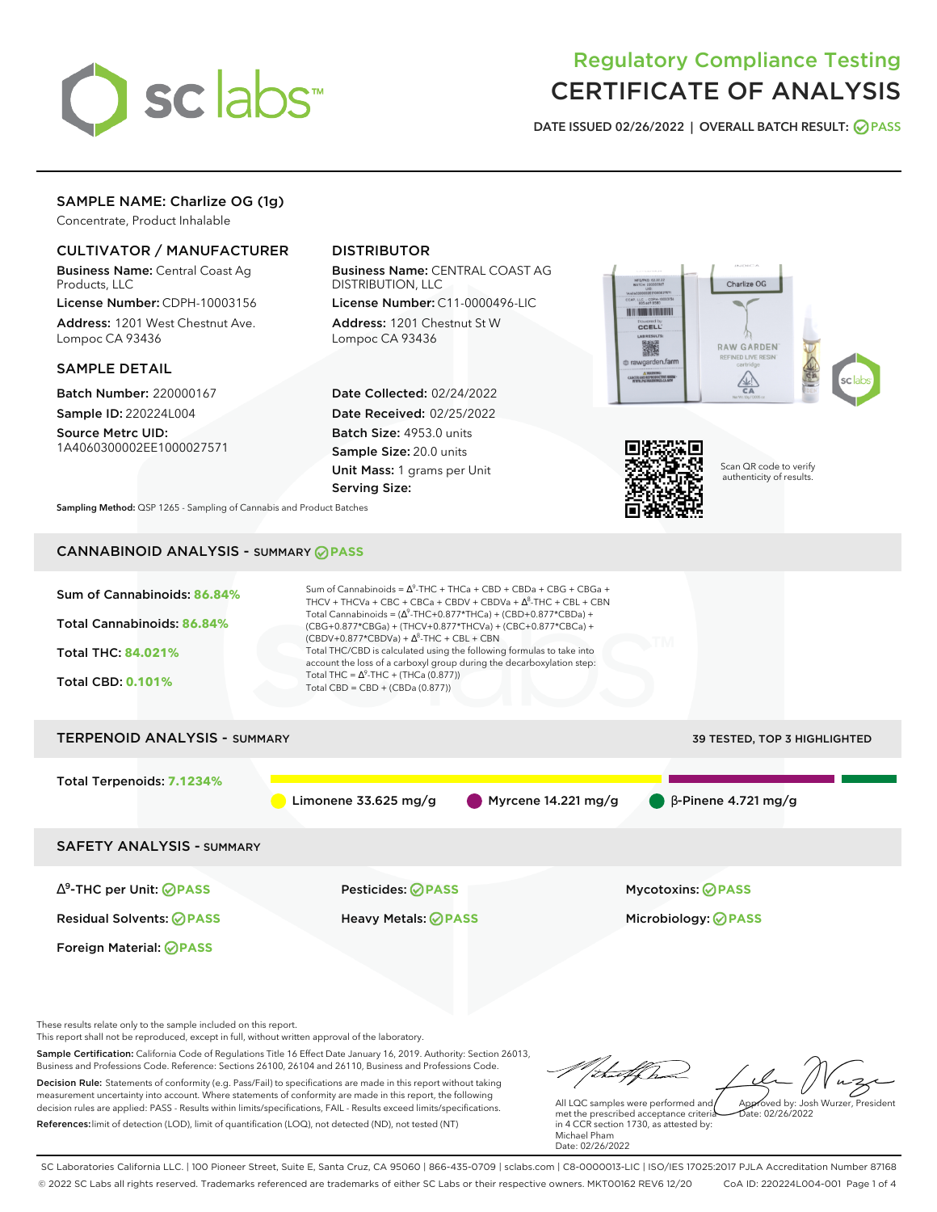# Regulatory Compliance Testing
# CERTIFICATE OF ANALYSIS

**DATE ISSUED 02/26/2022 | OVERALL BATCH RESULT: PASS**

## SAMPLE NAME: Charlize OG (1g)

Concentrate, Product Inhalable

### CULTIVATOR / MANUFACTURER

**Business Name:** Central Coast Ag Products, LLC

**License Number:** CDPH-10003156

**Address:** 1201 West Chestnut Ave. Lompoc CA 93436

### DISTRIBUTOR

**Business Name:** CENTRAL COAST AG DISTRIBUTION, LLC

**License Number:** C11-0000496-LIC

**Address:** 1201 Chestnut St W Lompoc CA 93436

### SAMPLE DETAIL

**Batch Number:** 220000167

**Sample ID:** 220224L004

**Source Metrc UID:** 1A4060300002EE1000027571

**Date Collected:** 02/24/2022

**Date Received:** 02/25/2022

**Batch Size:** 4953.0 units

**Sample Size:** 20.0 units

**Unit Mass:** 1 grams per Unit

**Serving Size:**

Scan QR code to verify authenticity of results.

**Sampling Method:** QSP 1265 - Sampling of Cannabis and Product Batches

## CANNABINOID ANALYSIS - SUMMARY PASS

**Sum of Cannabinoids:** 86.84%

**Total Cannabinoids:** 86.84%

**Total THC:** 84.021%

**Total CBD:** 0.101%

Sum of Cannabinoids = $\Delta^9$-THC + THCa + CBD + CBDa + CBG + CBGa + THCV + THCVa + CBC + CBCa + CBDV + CBDVa + $\Delta^8$-THC + CBL + CBN

Total Cannabinoids = ($\Delta^9$-THC+0.877*THCa) + (CBD+0.877*CBDa) + (CBG+0.877*CBGa) + (THCV+0.877*THCVa) + (CBC+0.877*CBCa) + (CBDV+0.877*CBDVa) + $\Delta^8$-THC + CBL + CBN

Total THC/CBD is calculated using the following formulas to take into account the loss of a carboxyl group during the decarboxylation step:

Total THC = $\Delta^9$-THC + (THCa (0.877))

Total CBD = CBD + (CBDa (0.877))

## TERPENOID ANALYSIS - SUMMARY

39 TESTED, TOP 3 HIGHLIGHTED

**Total Terpenoids:** 7.1234%

Limonene 33.625 mg/g | Myrcene 14.221 mg/g | β-Pinene 4.721 mg/g

## SAFETY ANALYSIS - SUMMARY

| | | |
|---|---|---|
| $\Delta^9$-THC per Unit: PASS | Pesticides: PASS | Mycotoxins: PASS |
| Residual Solvents: PASS | Heavy Metals: PASS | Microbiology: PASS |
| Foreign Material: PASS | | |

These results relate only to the sample included on this report.
This report shall not be reproduced, except in full, without written approval of the laboratory.

**Sample Certification:** California Code of Regulations Title 16 Effect Date January 16, 2019. Authority: Section 26013, Business and Professions Code. Reference: Sections 26100, 26104 and 26110, Business and Professions Code.

**Decision Rule:** Statements of conformity (e.g. Pass/Fail) to specifications are made in this report without taking measurement uncertainty into account. Where statements of conformity are made in this report, the following decision rules are applied: PASS - Results within limits/specifications, FAIL - Results exceed limits/specifications.

**References:** limit of detection (LOD), limit of quantification (LOQ), not detected (ND), not tested (NT)

All LQC samples were performed and met the prescribed acceptance criteria in 4 CCR section 1730, as attested by: Michael Pham
Date: 02/26/2022

Approved by: Josh Wurzer, President
Date: 02/26/2022

SC Laboratories California LLC. | 100 Pioneer Street, Suite E, Santa Cruz, CA 95060 | 866-435-0709 | sclabs.com | C8-0000013-LIC | ISO/IES 17025:2017 PJLA Accreditation Number 87168
© 2022 SC Labs all rights reserved. Trademarks referenced are trademarks of either SC Labs or their respective owners. MKT00162 REV6 12/20 CoA ID: 220224L004-001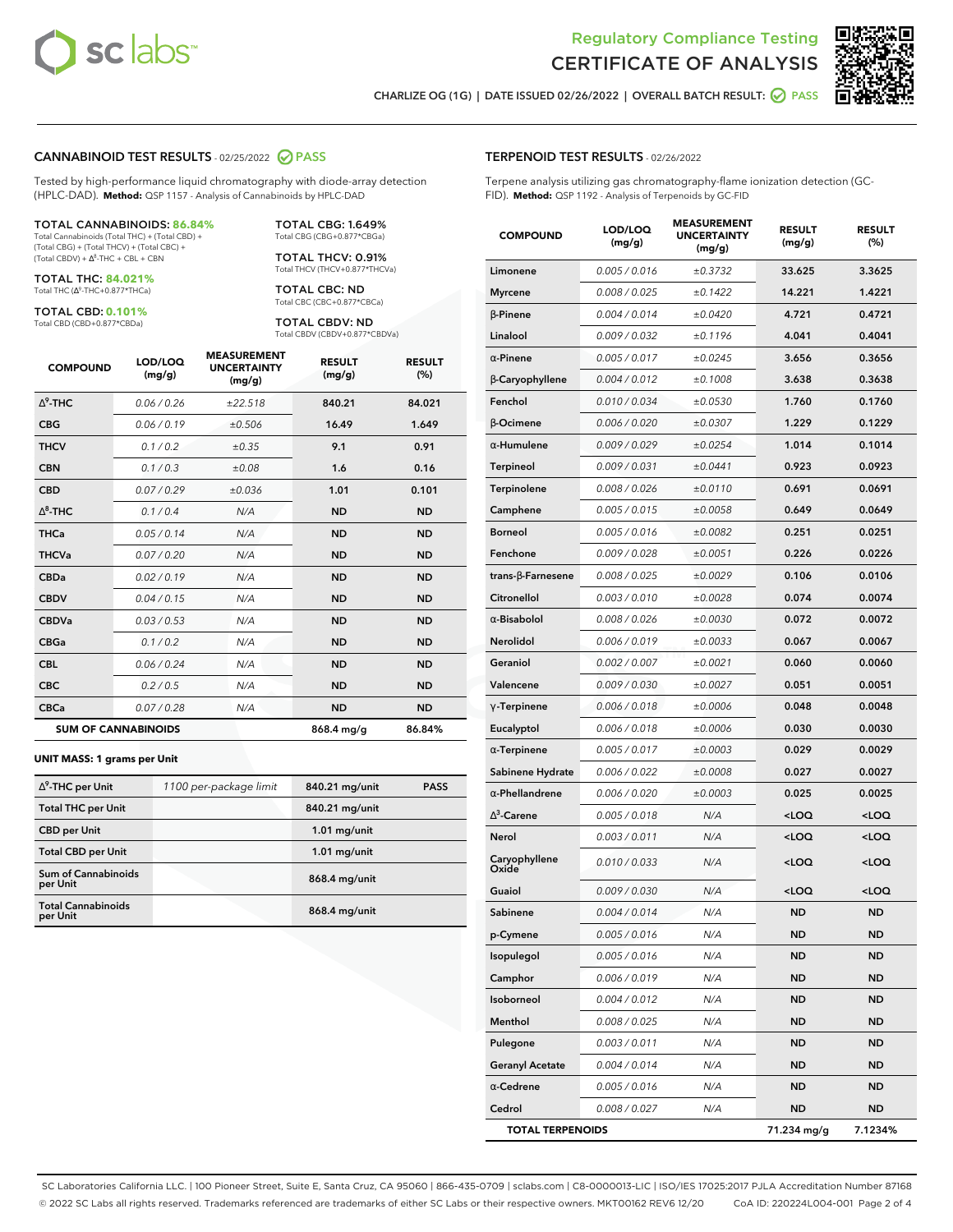# Regulatory Compliance Testing
# CERTIFICATE OF ANALYSIS

CHARLIZE OG (1G) | DATE ISSUED 02/26/2022 | OVERALL BATCH RESULT: PASS

## CANNABINOID TEST RESULTS - 02/25/2022 PASS

Tested by high-performance liquid chromatography with diode-array detection (HPLC-DAD). **Method:** QSP 1157 - Analysis of Cannabinoids by HPLC-DAD

**TOTAL CANNABINOIDS: 86.84%**
Total Cannabinoids (Total THC) + (Total CBD) + (Total CBG) + (Total THCV) + (Total CBC) + (Total CBDV) + $\Delta^8$-THC + CBL + CBN

**TOTAL THC: 84.021%**
Total THC ($\Delta^9$-THC+0.877*THCa)

**TOTAL CBD: 0.101%**
Total CBD (CBD+0.877*CBDa)

**TOTAL CBG: 1.649%**
Total CBG (CBG+0.877*CBGa)

**TOTAL THCV: 0.91%**
Total THCV (THCV+0.877*THCVa)

**TOTAL CBC: ND**
Total CBC (CBC+0.877*CBCa)

**TOTAL CBDV: ND**
Total CBDV (CBDV+0.877*CBDVa)

| COMPOUND | LOD/LOQ (mg/g) | MEASUREMENT UNCERTAINTY (mg/g) | RESULT (mg/g) | RESULT (%) |
|---|---|---|---|---|
| $\Delta^9$-THC | 0.06 / 0.26 | ±22.518 | 840.21 | 84.021 |
| CBG | 0.06 / 0.19 | ±0.506 | 16.49 | 1.649 |
| THCV | 0.1 / 0.2 | ±0.35 | 9.1 | 0.91 |
| CBN | 0.1 / 0.3 | ±0.08 | 1.6 | 0.16 |
| CBD | 0.07 / 0.29 | ±0.036 | 1.01 | 0.101 |
| $\Delta^8$-THC | 0.1 / 0.4 | N/A | ND | ND |
| THCa | 0.05 / 0.14 | N/A | ND | ND |
| THCVa | 0.07 / 0.20 | N/A | ND | ND |
| CBDa | 0.02 / 0.19 | N/A | ND | ND |
| CBDV | 0.04 / 0.15 | N/A | ND | ND |
| CBDVa | 0.03 / 0.53 | N/A | ND | ND |
| CBGa | 0.1 / 0.2 | N/A | ND | ND |
| CBL | 0.06 / 0.24 | N/A | ND | ND |
| CBC | 0.2 / 0.5 | N/A | ND | ND |
| CBCa | 0.07 / 0.28 | N/A | ND | ND |
| **SUM OF CANNABINOIDS** | | | **868.4 mg/g** | **86.84%** |

**UNIT MASS: 1 grams per Unit**

| | | | |
|---|---|---|---|
| $\Delta^9$-THC per Unit | 1100 per-package limit | 840.21 mg/unit | PASS |
| Total THC per Unit | | 840.21 mg/unit | |
| CBD per Unit | | 1.01 mg/unit | |
| Total CBD per Unit | | 1.01 mg/unit | |
| Sum of Cannabinoids per Unit | | 868.4 mg/unit | |
| Total Cannabinoids per Unit | | 868.4 mg/unit | |

## TERPENOID TEST RESULTS - 02/26/2022

Terpene analysis utilizing gas chromatography-flame ionization detection (GC-FID). **Method:** QSP 1192 - Analysis of Terpenoids by GC-FID

| COMPOUND | LOD/LOQ (mg/g) | MEASUREMENT UNCERTAINTY (mg/g) | RESULT (mg/g) | RESULT (%) |
|---|---|---|---|---|
| Limonene | 0.005 / 0.016 | ±0.3732 | 33.625 | 3.3625 |
| Myrcene | 0.008 / 0.025 | ±0.1422 | 14.221 | 1.4221 |
| β-Pinene | 0.004 / 0.014 | ±0.0420 | 4.721 | 0.4721 |
| Linalool | 0.009 / 0.032 | ±0.1196 | 4.041 | 0.4041 |
| α-Pinene | 0.005 / 0.017 | ±0.0245 | 3.656 | 0.3656 |
| β-Caryophyllene | 0.004 / 0.012 | ±0.1008 | 3.638 | 0.3638 |
| Fenchol | 0.010 / 0.034 | ±0.0530 | 1.760 | 0.1760 |
| β-Ocimene | 0.006 / 0.020 | ±0.0307 | 1.229 | 0.1229 |
| α-Humulene | 0.009 / 0.029 | ±0.0254 | 1.014 | 0.1014 |
| Terpineol | 0.009 / 0.031 | ±0.0441 | 0.923 | 0.0923 |
| Terpinolene | 0.008 / 0.026 | ±0.0110 | 0.691 | 0.0691 |
| Camphene | 0.005 / 0.015 | ±0.0058 | 0.649 | 0.0649 |
| Borneol | 0.005 / 0.016 | ±0.0082 | 0.251 | 0.0251 |
| Fenchone | 0.009 / 0.028 | ±0.0051 | 0.226 | 0.0226 |
| trans-β-Farnesene | 0.008 / 0.025 | ±0.0029 | 0.106 | 0.0106 |
| Citronellol | 0.003 / 0.010 | ±0.0028 | 0.074 | 0.0074 |
| α-Bisabolol | 0.008 / 0.026 | ±0.0030 | 0.072 | 0.0072 |
| Nerolidol | 0.006 / 0.019 | ±0.0033 | 0.067 | 0.0067 |
| Geraniol | 0.002 / 0.007 | ±0.0021 | 0.060 | 0.0060 |
| Valencene | 0.009 / 0.030 | ±0.0027 | 0.051 | 0.0051 |
| γ-Terpinene | 0.006 / 0.018 | ±0.0006 | 0.048 | 0.0048 |
| Eucalyptol | 0.006 / 0.018 | ±0.0006 | 0.030 | 0.0030 |
| α-Terpinene | 0.005 / 0.017 | ±0.0003 | 0.029 | 0.0029 |
| Sabinene Hydrate | 0.006 / 0.022 | ±0.0008 | 0.027 | 0.0027 |
| α-Phellandrene | 0.006 / 0.020 | ±0.0003 | 0.025 | 0.0025 |
| $\Delta^3$-Carene | 0.005 / 0.018 | N/A | <LOQ | <LOQ |
| Nerol | 0.003 / 0.011 | N/A | <LOQ | <LOQ |
| Caryophyllene Oxide | 0.010 / 0.033 | N/A | <LOQ | <LOQ |
| Guaiol | 0.009 / 0.030 | N/A | <LOQ | <LOQ |
| Sabinene | 0.004 / 0.014 | N/A | ND | ND |
| p-Cymene | 0.005 / 0.016 | N/A | ND | ND |
| Isopulegol | 0.005 / 0.016 | N/A | ND | ND |
| Camphor | 0.006 / 0.019 | N/A | ND | ND |
| Isoborneol | 0.004 / 0.012 | N/A | ND | ND |
| Menthol | 0.008 / 0.025 | N/A | ND | ND |
| Pulegone | 0.003 / 0.011 | N/A | ND | ND |
| Geranyl Acetate | 0.004 / 0.014 | N/A | ND | ND |
| α-Cedrene | 0.005 / 0.016 | N/A | ND | ND |
| Cedrol | 0.008 / 0.027 | N/A | ND | ND |
| **TOTAL TERPENOIDS** | | | **71.234 mg/g** | **7.1234%** |

SC Laboratories California LLC. | 100 Pioneer Street, Suite E, Santa Cruz, CA 95060 | 866-435-0709 | sclabs.com | C8-0000013-LIC | ISO/IES 17025:2017 PJLA Accreditation Number 87168
© 2022 SC Labs all rights reserved. Trademarks referenced are trademarks of either SC Labs or their respective owners. MKT00162 REV6 12/20 CoA ID: 220224L004-001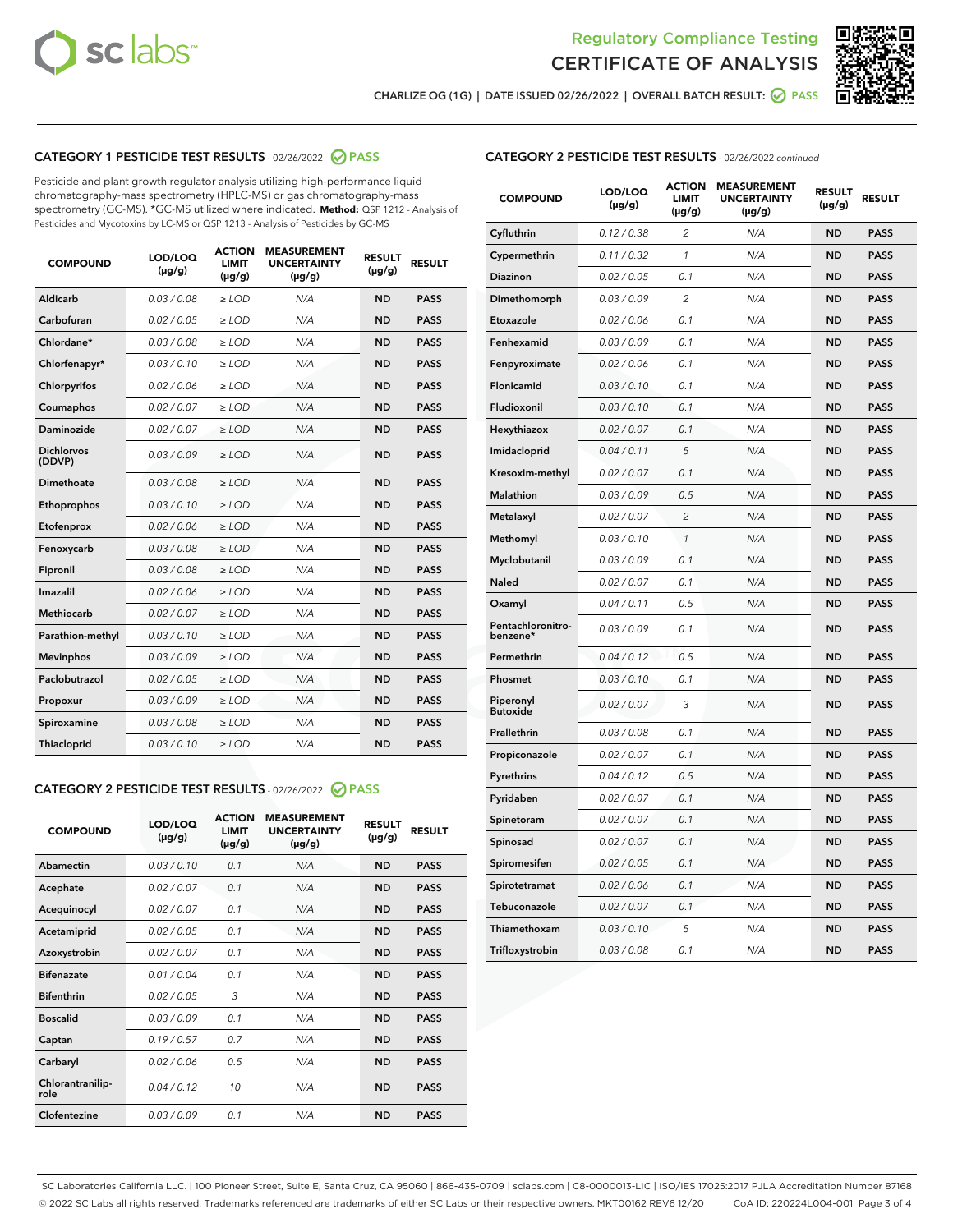Regulatory Compliance Testing
# CERTIFICATE OF ANALYSIS

CHARLIZE OG (1G) | DATE ISSUED 02/26/2022 | OVERALL BATCH RESULT: PASS

## CATEGORY 1 PESTICIDE TEST RESULTS - 02/26/2022 PASS

Pesticide and plant growth regulator analysis utilizing high-performance liquid chromatography-mass spectrometry (HPLC-MS) or gas chromatography-mass spectrometry (GC-MS). *GC-MS utilized where indicated. **Method:** QSP 1212 - Analysis of Pesticides and Mycotoxins by LC-MS or QSP 1213 - Analysis of Pesticides by GC-MS

| COMPOUND | LOD/LOQ (µg/g) | ACTION LIMIT (µg/g) | MEASUREMENT UNCERTAINTY (µg/g) | RESULT (µg/g) | RESULT |
|---|---|---|---|---|---|
| Aldicarb | 0.03 / 0.08 | ≥ LOD | N/A | ND | PASS |
| Carbofuran | 0.02 / 0.05 | ≥ LOD | N/A | ND | PASS |
| Chlordane* | 0.03 / 0.08 | ≥ LOD | N/A | ND | PASS |
| Chlorfenapyr* | 0.03 / 0.10 | ≥ LOD | N/A | ND | PASS |
| Chlorpyrifos | 0.02 / 0.06 | ≥ LOD | N/A | ND | PASS |
| Coumaphos | 0.02 / 0.07 | ≥ LOD | N/A | ND | PASS |
| Daminozide | 0.02 / 0.07 | ≥ LOD | N/A | ND | PASS |
| Dichlorvos (DDVP) | 0.03 / 0.09 | ≥ LOD | N/A | ND | PASS |
| Dimethoate | 0.03 / 0.08 | ≥ LOD | N/A | ND | PASS |
| Ethoprophos | 0.03 / 0.10 | ≥ LOD | N/A | ND | PASS |
| Etofenprox | 0.02 / 0.06 | ≥ LOD | N/A | ND | PASS |
| Fenoxycarb | 0.03 / 0.08 | ≥ LOD | N/A | ND | PASS |
| Fipronil | 0.03 / 0.08 | ≥ LOD | N/A | ND | PASS |
| Imazalil | 0.02 / 0.06 | ≥ LOD | N/A | ND | PASS |
| Methiocarb | 0.02 / 0.07 | ≥ LOD | N/A | ND | PASS |
| Parathion-methyl | 0.03 / 0.10 | ≥ LOD | N/A | ND | PASS |
| Mevinphos | 0.03 / 0.09 | ≥ LOD | N/A | ND | PASS |
| Paclobutrazol | 0.02 / 0.05 | ≥ LOD | N/A | ND | PASS |
| Propoxur | 0.03 / 0.09 | ≥ LOD | N/A | ND | PASS |
| Spiroxamine | 0.03 / 0.08 | ≥ LOD | N/A | ND | PASS |
| Thiacloprid | 0.03 / 0.10 | ≥ LOD | N/A | ND | PASS |

## CATEGORY 2 PESTICIDE TEST RESULTS - 02/26/2022 PASS

| COMPOUND | LOD/LOQ (µg/g) | ACTION LIMIT (µg/g) | MEASUREMENT UNCERTAINTY (µg/g) | RESULT (µg/g) | RESULT |
|---|---|---|---|---|---|
| Abamectin | 0.03 / 0.10 | 0.1 | N/A | ND | PASS |
| Acephate | 0.02 / 0.07 | 0.1 | N/A | ND | PASS |
| Acequinocyl | 0.02 / 0.07 | 0.1 | N/A | ND | PASS |
| Acetamiprid | 0.02 / 0.05 | 0.1 | N/A | ND | PASS |
| Azoxystrobin | 0.02 / 0.07 | 0.1 | N/A | ND | PASS |
| Bifenazate | 0.01 / 0.04 | 0.1 | N/A | ND | PASS |
| Bifenthrin | 0.02 / 0.05 | 3 | N/A | ND | PASS |
| Boscalid | 0.03 / 0.09 | 0.1 | N/A | ND | PASS |
| Captan | 0.19 / 0.57 | 0.7 | N/A | ND | PASS |
| Carbaryl | 0.02 / 0.06 | 0.5 | N/A | ND | PASS |
| Chlorantraniliprole | 0.04 / 0.12 | 10 | N/A | ND | PASS |
| Clofentezine | 0.03 / 0.09 | 0.1 | N/A | ND | PASS |
| Cyfluthrin | 0.12 / 0.38 | 2 | N/A | ND | PASS |
| Cypermethrin | 0.11 / 0.32 | 1 | N/A | ND | PASS |
| Diazinon | 0.02 / 0.05 | 0.1 | N/A | ND | PASS |
| Dimethomorph | 0.03 / 0.09 | 2 | N/A | ND | PASS |
| Etoxazole | 0.02 / 0.06 | 0.1 | N/A | ND | PASS |
| Fenhexamid | 0.03 / 0.09 | 0.1 | N/A | ND | PASS |
| Fenpyroximate | 0.02 / 0.06 | 0.1 | N/A | ND | PASS |
| Flonicamid | 0.03 / 0.10 | 0.1 | N/A | ND | PASS |
| Fludioxonil | 0.03 / 0.10 | 0.1 | N/A | ND | PASS |
| Hexythiazox | 0.02 / 0.07 | 0.1 | N/A | ND | PASS |
| Imidacloprid | 0.04 / 0.11 | 5 | N/A | ND | PASS |
| Kresoxim-methyl | 0.02 / 0.07 | 0.1 | N/A | ND | PASS |
| Malathion | 0.03 / 0.09 | 0.5 | N/A | ND | PASS |
| Metalaxyl | 0.02 / 0.07 | 2 | N/A | ND | PASS |
| Methomyl | 0.03 / 0.10 | 1 | N/A | ND | PASS |
| Myclobutanil | 0.03 / 0.09 | 0.1 | N/A | ND | PASS |
| Naled | 0.02 / 0.07 | 0.1 | N/A | ND | PASS |
| Oxamyl | 0.04 / 0.11 | 0.5 | N/A | ND | PASS |
| Pentachloronitrobenzene* | 0.03 / 0.09 | 0.1 | N/A | ND | PASS |
| Permethrin | 0.04 / 0.12 | 0.5 | N/A | ND | PASS |
| Phosmet | 0.03 / 0.10 | 0.1 | N/A | ND | PASS |
| Piperonyl Butoxide | 0.02 / 0.07 | 3 | N/A | ND | PASS |
| Prallethrin | 0.03 / 0.08 | 0.1 | N/A | ND | PASS |
| Propiconazole | 0.02 / 0.07 | 0.1 | N/A | ND | PASS |
| Pyrethrins | 0.04 / 0.12 | 0.5 | N/A | ND | PASS |
| Pyridaben | 0.02 / 0.07 | 0.1 | N/A | ND | PASS |
| Spinetoram | 0.02 / 0.07 | 0.1 | N/A | ND | PASS |
| Spinosad | 0.02 / 0.07 | 0.1 | N/A | ND | PASS |
| Spiromesifen | 0.02 / 0.05 | 0.1 | N/A | ND | PASS |
| Spirotetramat | 0.02 / 0.06 | 0.1 | N/A | ND | PASS |
| Tebuconazole | 0.02 / 0.07 | 0.1 | N/A | ND | PASS |
| Thiamethoxam | 0.03 / 0.10 | 5 | N/A | ND | PASS |
| Trifloxystrobin | 0.03 / 0.08 | 0.1 | N/A | ND | PASS |

SC Laboratories California LLC. | 100 Pioneer Street, Suite E, Santa Cruz, CA 95060 | 866-435-0709 | sclabs.com | C8-0000013-LIC | ISO/IES 17025:2017 PJLA Accreditation Number 87168
© 2022 SC Labs all rights reserved. Trademarks referenced are trademarks of either SC Labs or their respective owners. MKT00162 REV6 12/20 CoA ID: 220224L004-001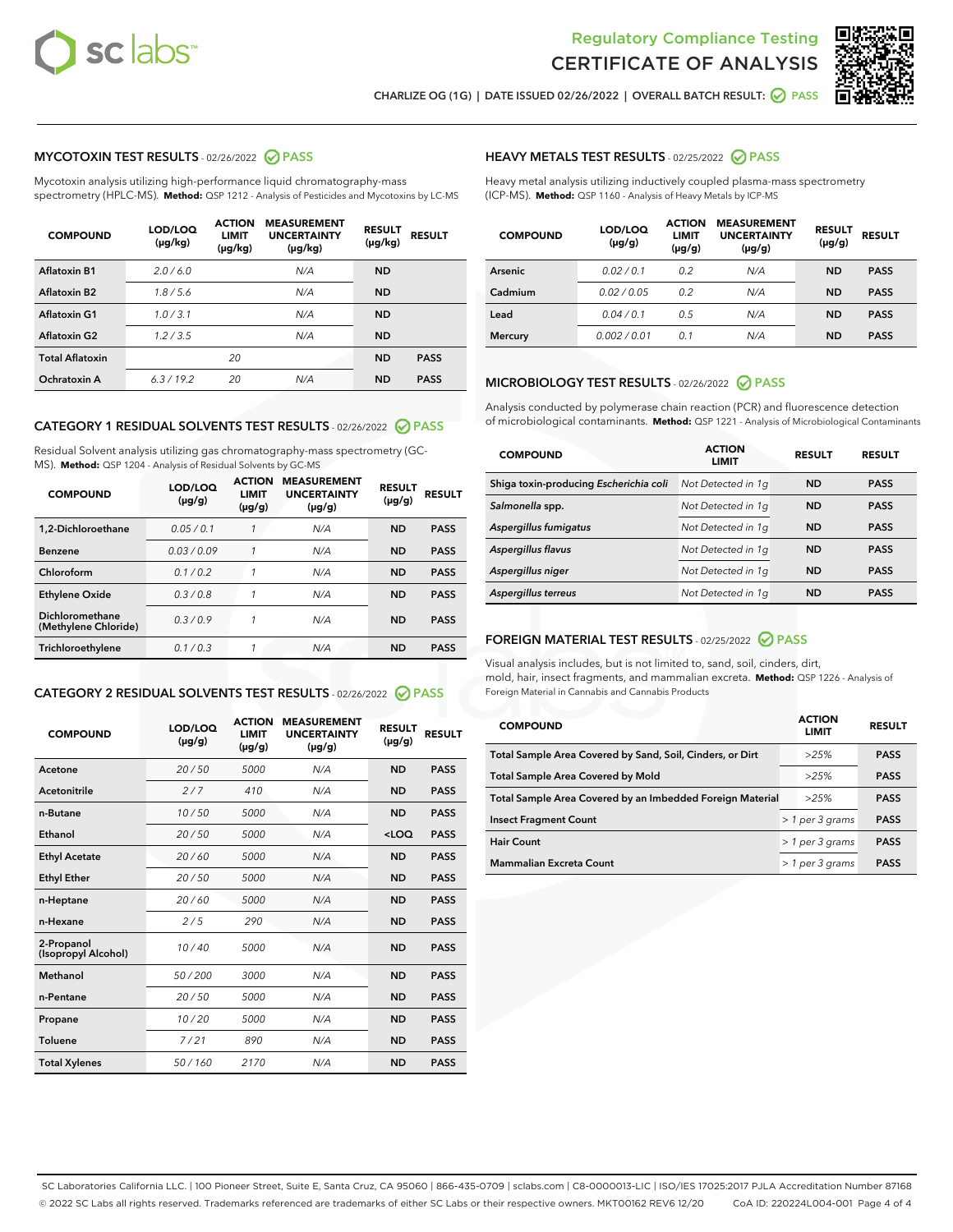Regulatory Compliance Testing

# CERTIFICATE OF ANALYSIS

CHARLIZE OG (1G) | DATE ISSUED 02/26/2022 | OVERALL BATCH RESULT: PASS

## MYCOTOXIN TEST RESULTS - 02/26/2022 PASS

Mycotoxin analysis utilizing high-performance liquid chromatography-mass spectrometry (HPLC-MS). **Method:** QSP 1212 - Analysis of Pesticides and Mycotoxins by LC-MS

| COMPOUND | LOD/LOQ (µg/kg) | ACTION LIMIT (µg/kg) | MEASUREMENT UNCERTAINTY (µg/kg) | RESULT (µg/kg) | RESULT |
|---|---|---|---|---|---|
| Aflatoxin B1 | 2.0 / 6.0 | | N/A | ND | |
| Aflatoxin B2 | 1.8 / 5.6 | | N/A | ND | |
| Aflatoxin G1 | 1.0 / 3.1 | | N/A | ND | |
| Aflatoxin G2 | 1.2 / 3.5 | | N/A | ND | |
| Total Aflatoxin | | 20 | | ND | PASS |
| Ochratoxin A | 6.3 / 19.2 | 20 | N/A | ND | PASS |

## CATEGORY 1 RESIDUAL SOLVENTS TEST RESULTS - 02/26/2022 PASS

Residual Solvent analysis utilizing gas chromatography-mass spectrometry (GC-MS). **Method:** QSP 1204 - Analysis of Residual Solvents by GC-MS

| COMPOUND | LOD/LOQ (µg/g) | ACTION LIMIT (µg/g) | MEASUREMENT UNCERTAINTY (µg/g) | RESULT (µg/g) | RESULT |
|---|---|---|---|---|---|
| 1,2-Dichloroethane | 0.05 / 0.1 | 1 | N/A | ND | PASS |
| Benzene | 0.03 / 0.09 | 1 | N/A | ND | PASS |
| Chloroform | 0.1 / 0.2 | 1 | N/A | ND | PASS |
| Ethylene Oxide | 0.3 / 0.8 | 1 | N/A | ND | PASS |
| Dichloromethane (Methylene Chloride) | 0.3 / 0.9 | 1 | N/A | ND | PASS |
| Trichloroethylene | 0.1 / 0.3 | 1 | N/A | ND | PASS |

## CATEGORY 2 RESIDUAL SOLVENTS TEST RESULTS - 02/26/2022 PASS

| COMPOUND | LOD/LOQ (µg/g) | ACTION LIMIT (µg/g) | MEASUREMENT UNCERTAINTY (µg/g) | RESULT (µg/g) | RESULT |
|---|---|---|---|---|---|
| Acetone | 20 / 50 | 5000 | N/A | ND | PASS |
| Acetonitrile | 2 / 7 | 410 | N/A | ND | PASS |
| n-Butane | 10 / 50 | 5000 | N/A | ND | PASS |
| Ethanol | 20 / 50 | 5000 | N/A | <LOQ | PASS |
| Ethyl Acetate | 20 / 60 | 5000 | N/A | ND | PASS |
| Ethyl Ether | 20 / 50 | 5000 | N/A | ND | PASS |
| n-Heptane | 20 / 60 | 5000 | N/A | ND | PASS |
| n-Hexane | 2 / 5 | 290 | N/A | ND | PASS |
| 2-Propanol (Isopropyl Alcohol) | 10 / 40 | 5000 | N/A | ND | PASS |
| Methanol | 50 / 200 | 3000 | N/A | ND | PASS |
| n-Pentane | 20 / 50 | 5000 | N/A | ND | PASS |
| Propane | 10 / 20 | 5000 | N/A | ND | PASS |
| Toluene | 7 / 21 | 890 | N/A | ND | PASS |
| Total Xylenes | 50 / 160 | 2170 | N/A | ND | PASS |

## HEAVY METALS TEST RESULTS - 02/25/2022 PASS

Heavy metal analysis utilizing inductively coupled plasma-mass spectrometry (ICP-MS). **Method:** QSP 1160 - Analysis of Heavy Metals by ICP-MS

| COMPOUND | LOD/LOQ (µg/g) | ACTION LIMIT (µg/g) | MEASUREMENT UNCERTAINTY (µg/g) | RESULT (µg/g) | RESULT |
|---|---|---|---|---|---|
| Arsenic | 0.02 / 0.1 | 0.2 | N/A | ND | PASS |
| Cadmium | 0.02 / 0.05 | 0.2 | N/A | ND | PASS |
| Lead | 0.04 / 0.1 | 0.5 | N/A | ND | PASS |
| Mercury | 0.002 / 0.01 | 0.1 | N/A | ND | PASS |

## MICROBIOLOGY TEST RESULTS - 02/26/2022 PASS

Analysis conducted by polymerase chain reaction (PCR) and fluorescence detection of microbiological contaminants. **Method:** QSP 1221 - Analysis of Microbiological Contaminants

| COMPOUND | ACTION LIMIT | RESULT | RESULT |
|---|---|---|---|
| Shiga toxin-producing *Escherichia coli* | Not Detected in 1g | ND | PASS |
| *Salmonella* spp. | Not Detected in 1g | ND | PASS |
| *Aspergillus fumigatus* | Not Detected in 1g | ND | PASS |
| *Aspergillus flavus* | Not Detected in 1g | ND | PASS |
| *Aspergillus niger* | Not Detected in 1g | ND | PASS |
| *Aspergillus terreus* | Not Detected in 1g | ND | PASS |

## FOREIGN MATERIAL TEST RESULTS - 02/25/2022 PASS

Visual analysis includes, but is not limited to, sand, soil, cinders, dirt, mold, hair, insect fragments, and mammalian excreta. **Method:** QSP 1226 - Analysis of Foreign Material in Cannabis and Cannabis Products

| COMPOUND | ACTION LIMIT | RESULT |
|---|---|---|
| Total Sample Area Covered by Sand, Soil, Cinders, or Dirt | >25% | PASS |
| Total Sample Area Covered by Mold | >25% | PASS |
| Total Sample Area Covered by an Imbedded Foreign Material | >25% | PASS |
| Insect Fragment Count | > 1 per 3 grams | PASS |
| Hair Count | > 1 per 3 grams | PASS |
| Mammalian Excreta Count | > 1 per 3 grams | PASS |

SC Laboratories California LLC. | 100 Pioneer Street, Suite E, Santa Cruz, CA 95060 | 866-435-0709 | sclabs.com | C8-0000013-LIC | ISO/IES 17025:2017 PJLA Accreditation Number 87168
© 2022 SC Labs all rights reserved. Trademarks referenced are trademarks of either SC Labs or their respective owners. MKT00162 REV6 12/20 CoA ID: 220224L004-001